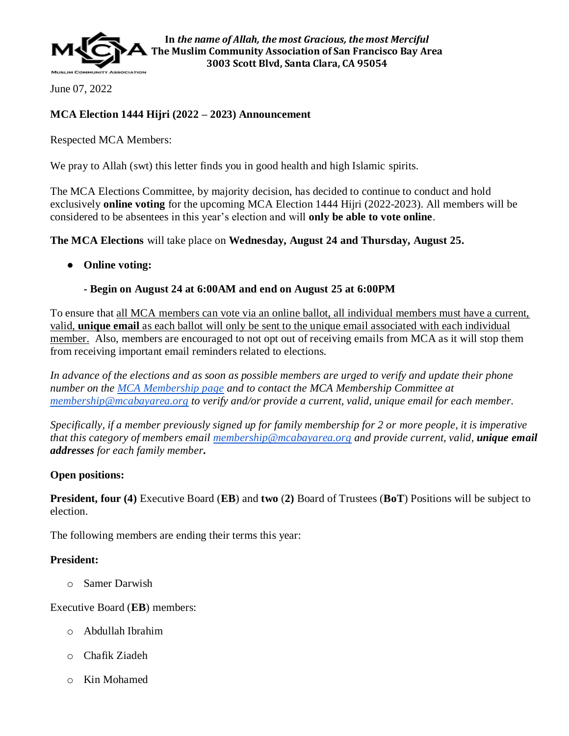**In *the name of Allah, the most Gracious, the most Merciful***
**The Muslim Community Association of San Francisco Bay Area**
**3003 Scott Blvd, Santa Clara, CA 95054**

June 07, 2022

**MCA Election 1444 Hijri (2022 – 2023) Announcement**

Respected MCA Members:

We pray to Allah (swt) this letter finds you in good health and high Islamic spirits.

The MCA Elections Committee, by majority decision, has decided to continue to conduct and hold exclusively **online voting** for the upcoming MCA Election 1444 Hijri (2022-2023). All members will be considered to be absentees in this year's election and will **only be able to vote online**.

**The MCA Elections** will take place on **Wednesday, August 24 and Thursday, August 25.**

- **Online voting:**
  - **Begin on August 24 at 6:00AM and end on August 25 at 6:00PM**

To ensure that all MCA members can vote via an online ballot, all individual members must have a current, valid, **unique email** as each ballot will only be sent to the unique email associated with each individual member. Also, members are encouraged to not opt out of receiving emails from MCA as it will stop them from receiving important email reminders related to elections.

*In advance of the elections and as soon as possible members are urged to verify and update their phone number on the [MCA Membership page] and to contact the MCA Membership Committee at membership@mcabayarea.org to verify and/or provide a current, valid, unique email for each member.*

*Specifically, if a member previously signed up for family membership for 2 or more people, it is imperative that this category of members email membership@mcabayarea.org and provide current, valid, **unique email addresses** for each family member.*

**Open positions:**

**President, four (4)** Executive Board (**EB**) and **two** (**2**) Board of Trustees (**BoT**) Positions will be subject to election.

The following members are ending their terms this year:

**President:**

- Samer Darwish

Executive Board (**EB**) members:

- Abdullah Ibrahim
- Chafik Ziadeh
- Kin Mohamed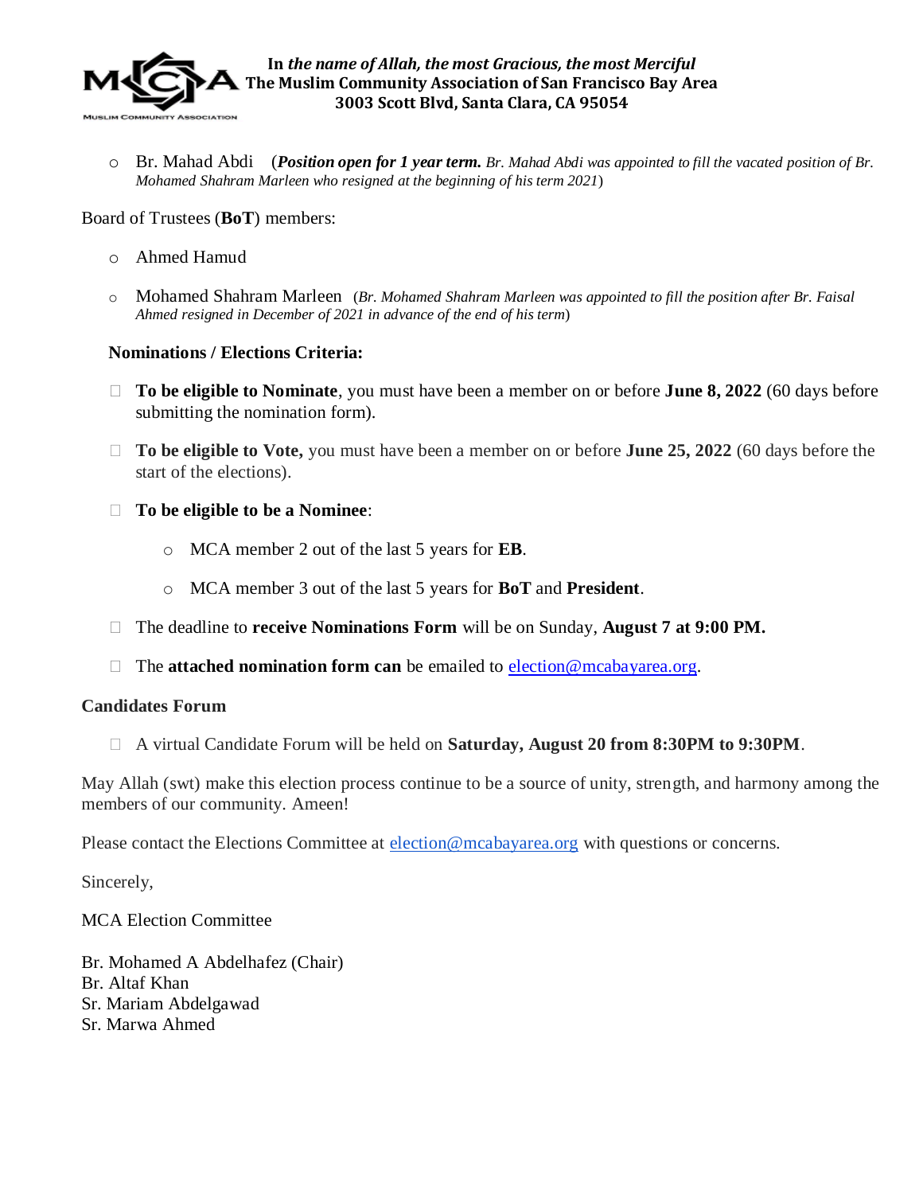- Br. Mahad Abdi (***Position open for 1 year term.*** *Br. Mahad Abdi was appointed to fill the vacated position of Br. Mohamed Shahram Marleen who resigned at the beginning of his term 2021*)

Board of Trustees (**BoT**) members:

- Ahmed Hamud
- Mohamed Shahram Marleen (*Br. Mohamed Shahram Marleen was appointed to fill the position after Br. Faisal Ahmed resigned in December of 2021 in advance of the end of his term*)

**Nominations / Elections Criteria:**

- **To be eligible to Nominate**, you must have been a member on or before **June 8, 2022** (60 days before submitting the nomination form).
- **To be eligible to Vote,** you must have been a member on or before **June 25, 2022** (60 days before the start of the elections).
- **To be eligible to be a Nominee**:
    - MCA member 2 out of the last 5 years for **EB**.
    - MCA member 3 out of the last 5 years for **BoT** and **President**.
- The deadline to **receive Nominations Form** will be on Sunday, **August 7 at 9:00 PM.**
- The **attached nomination form can** be emailed to election@mcabayarea.org.

**Candidates Forum**

- A virtual Candidate Forum will be held on **Saturday, August 20 from 8:30PM to 9:30PM**.

May Allah (swt) make this election process continue to be a source of unity, strength, and harmony among the members of our community. Ameen!

Please contact the Elections Committee at election@mcabayarea.org with questions or concerns.

Sincerely,

MCA Election Committee

Br. Mohamed A Abdelhafez (Chair)
Br. Altaf Khan
Sr. Mariam Abdelgawad
Sr. Marwa Ahmed